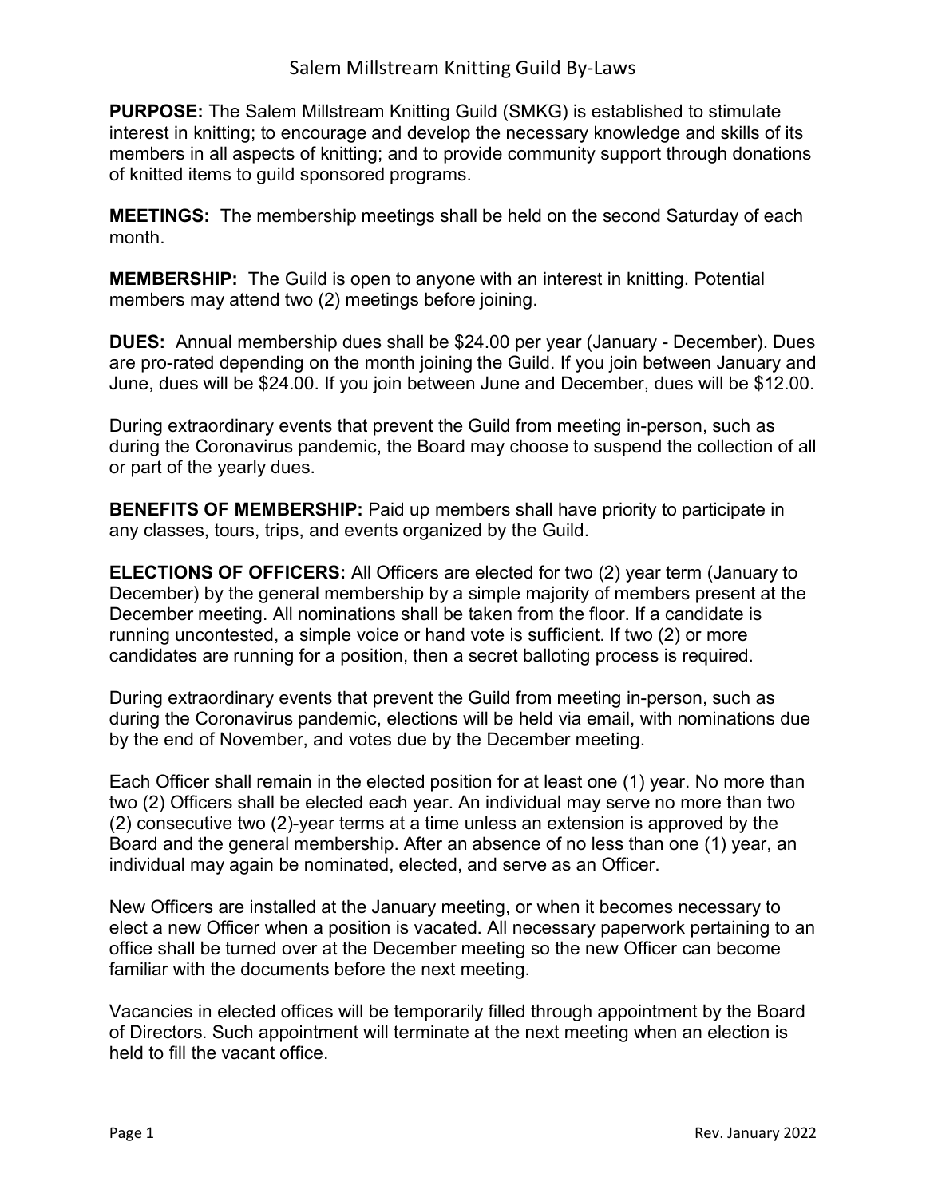# Salem Millstream Knitting Guild By-Laws

**PURPOSE:** The Salem Millstream Knitting Guild (SMKG) is established to stimulate interest in knitting; to encourage and develop the necessary knowledge and skills of its members in all aspects of knitting; and to provide community support through donations of knitted items to guild sponsored programs.

**MEETINGS:** The membership meetings shall be held on the second Saturday of each month.

**MEMBERSHIP:** The Guild is open to anyone with an interest in knitting. Potential members may attend two (2) meetings before joining.

**DUES:** Annual membership dues shall be $24.00 per year (January - December). Dues are pro-rated depending on the month joining the Guild. If you join between January and June, dues will be $24.00. If you join between June and December, dues will be $12.00.

During extraordinary events that prevent the Guild from meeting in-person, such as during the Coronavirus pandemic, the Board may choose to suspend the collection of all or part of the yearly dues.

**BENEFITS OF MEMBERSHIP:** Paid up members shall have priority to participate in any classes, tours, trips, and events organized by the Guild.

**ELECTIONS OF OFFICERS:** All Officers are elected for two (2) year term (January to December) by the general membership by a simple majority of members present at the December meeting. All nominations shall be taken from the floor. If a candidate is running uncontested, a simple voice or hand vote is sufficient. If two (2) or more candidates are running for a position, then a secret balloting process is required.

During extraordinary events that prevent the Guild from meeting in-person, such as during the Coronavirus pandemic, elections will be held via email, with nominations due by the end of November, and votes due by the December meeting.

Each Officer shall remain in the elected position for at least one (1) year. No more than two (2) Officers shall be elected each year. An individual may serve no more than two (2) consecutive two (2)-year terms at a time unless an extension is approved by the Board and the general membership. After an absence of no less than one (1) year, an individual may again be nominated, elected, and serve as an Officer.

New Officers are installed at the January meeting, or when it becomes necessary to elect a new Officer when a position is vacated. All necessary paperwork pertaining to an office shall be turned over at the December meeting so the new Officer can become familiar with the documents before the next meeting.

Vacancies in elected offices will be temporarily filled through appointment by the Board of Directors. Such appointment will terminate at the next meeting when an election is held to fill the vacant office.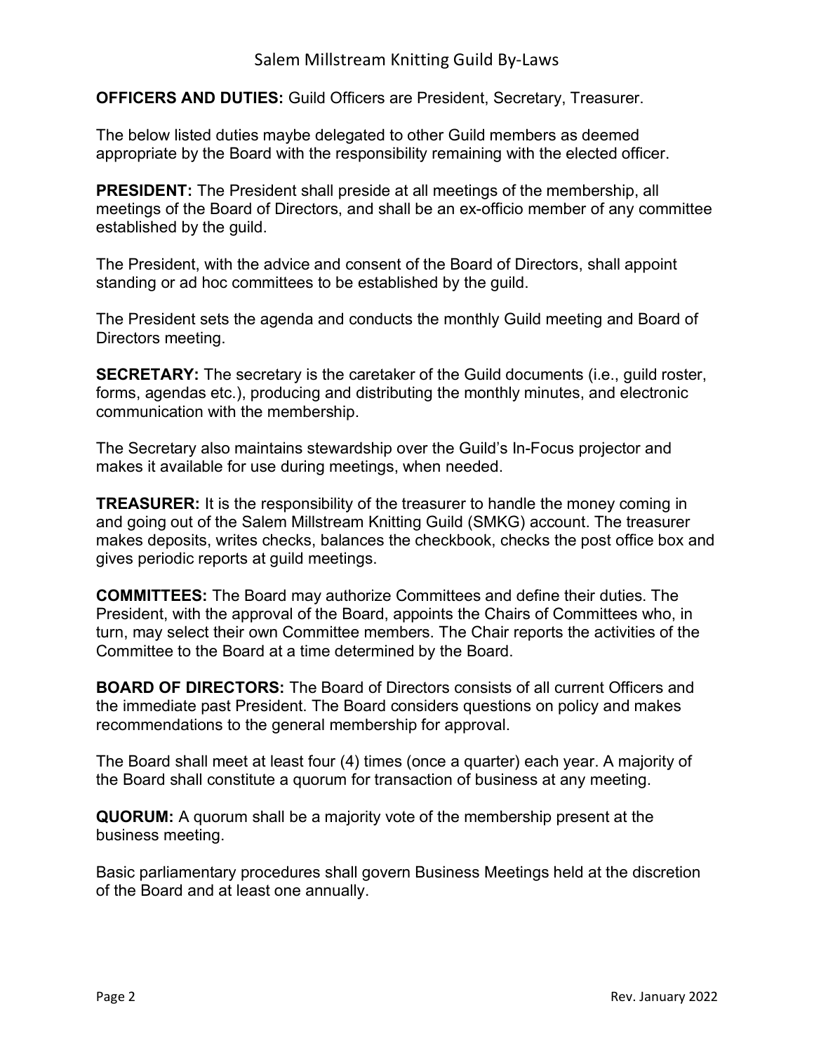**OFFICERS AND DUTIES:** Guild Officers are President, Secretary, Treasurer.

The below listed duties maybe delegated to other Guild members as deemed appropriate by the Board with the responsibility remaining with the elected officer.

**PRESIDENT:** The President shall preside at all meetings of the membership, all meetings of the Board of Directors, and shall be an ex-officio member of any committee established by the guild.

The President, with the advice and consent of the Board of Directors, shall appoint standing or ad hoc committees to be established by the guild.

The President sets the agenda and conducts the monthly Guild meeting and Board of Directors meeting.

**SECRETARY:** The secretary is the caretaker of the Guild documents (i.e., guild roster, forms, agendas etc.), producing and distributing the monthly minutes, and electronic communication with the membership.

The Secretary also maintains stewardship over the Guild's In-Focus projector and makes it available for use during meetings, when needed.

**TREASURER:** It is the responsibility of the treasurer to handle the money coming in and going out of the Salem Millstream Knitting Guild (SMKG) account. The treasurer makes deposits, writes checks, balances the checkbook, checks the post office box and gives periodic reports at guild meetings.

**COMMITTEES:** The Board may authorize Committees and define their duties. The President, with the approval of the Board, appoints the Chairs of Committees who, in turn, may select their own Committee members. The Chair reports the activities of the Committee to the Board at a time determined by the Board.

**BOARD OF DIRECTORS:** The Board of Directors consists of all current Officers and the immediate past President. The Board considers questions on policy and makes recommendations to the general membership for approval.

The Board shall meet at least four (4) times (once a quarter) each year. A majority of the Board shall constitute a quorum for transaction of business at any meeting.

**QUORUM:** A quorum shall be a majority vote of the membership present at the business meeting.

Basic parliamentary procedures shall govern Business Meetings held at the discretion of the Board and at least one annually.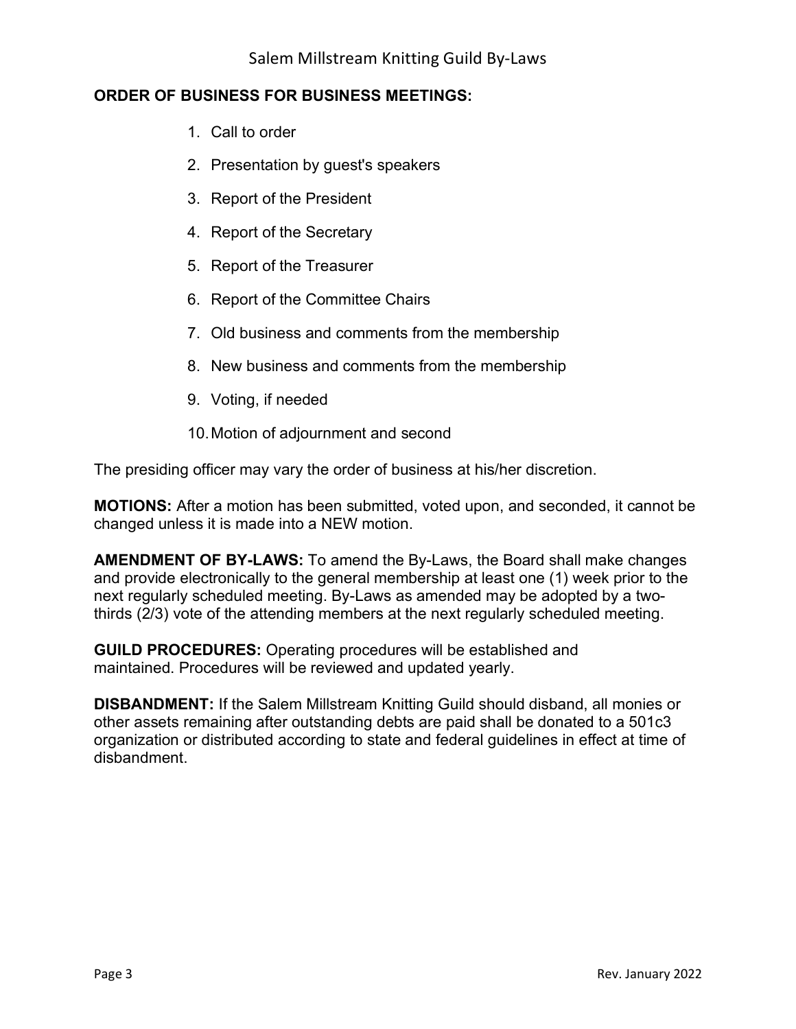**ORDER OF BUSINESS FOR BUSINESS MEETINGS:**

1. Call to order
2. Presentation by guest's speakers
3. Report of the President
4. Report of the Secretary
5. Report of the Treasurer
6. Report of the Committee Chairs
7. Old business and comments from the membership
8. New business and comments from the membership
9. Voting, if needed
10. Motion of adjournment and second

The presiding officer may vary the order of business at his/her discretion.

**MOTIONS:** After a motion has been submitted, voted upon, and seconded, it cannot be changed unless it is made into a NEW motion.

**AMENDMENT OF BY-LAWS:** To amend the By-Laws, the Board shall make changes and provide electronically to the general membership at least one (1) week prior to the next regularly scheduled meeting. By-Laws as amended may be adopted by a two-thirds (2/3) vote of the attending members at the next regularly scheduled meeting.

**GUILD PROCEDURES:** Operating procedures will be established and maintained. Procedures will be reviewed and updated yearly.

**DISBANDMENT:** If the Salem Millstream Knitting Guild should disband, all monies or other assets remaining after outstanding debts are paid shall be donated to a 501c3 organization or distributed according to state and federal guidelines in effect at time of disbandment.